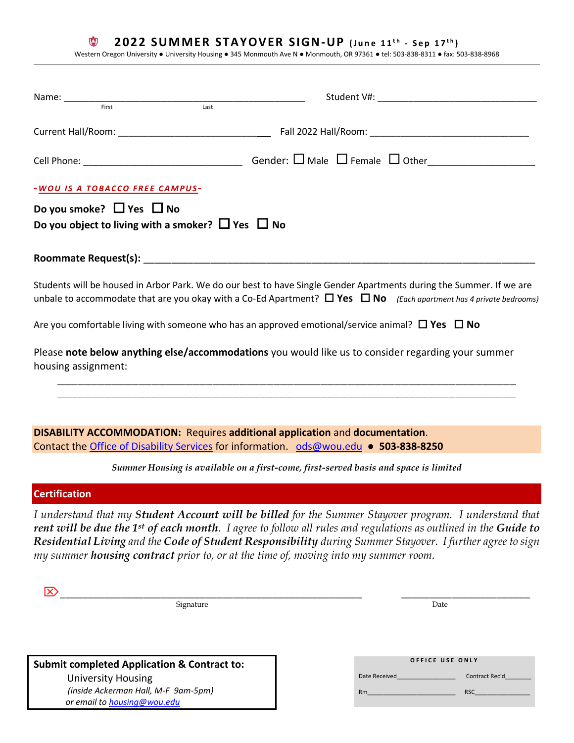# 2022 SUMMER STAYOVER SIGN-UP (June 11th - Sep 17th)

Western Oregon University ● University Housing ● 345 Monmouth Ave N ● Monmouth, OR 97361 ● tel: 503-838-8311 ● fax: 503-838-8968

Name: ______________________________________________ Student V#: ______________________________
First Last

Current Hall/Room: ____________________________ Fall 2022 Hall/Room: ______________________________

Cell Phone: _____________________________ Gender: ☐ Male ☐ Female ☐ Other___________________

*-WOU IS A TOBACCO FREE CAMPUS-*

**Do you smoke? ☐ Yes ☐ No**

**Do you object to living with a smoker? ☐ Yes ☐ No**

**Roommate Request(s):** _____________________________________________________________________

Students will be housed in Arbor Park. We do our best to have Single Gender Apartments during the Summer. If we are unbale to accommodate that are you okay with a Co-Ed Apartment? ☐ **Yes** ☐ **No** *(Each apartment has 4 private bedrooms)*

Are you comfortable living with someone who has an approved emotional/service animal? ☐ **Yes** ☐ **No**

Please **note below anything else/accommodations** you would like us to consider regarding your summer housing assignment:

_____________________________________________________________________________________

_____________________________________________________________________________________

**DISABILITY ACCOMMODATION:** Requires **additional application** and **documentation**.
Contact the Office of Disability Services for information. ods@wou.edu ● **503-838-8250**

***Summer Housing is available on a first-come, first-served basis and space is limited***

## Certification

*I understand that my **Student Account will be billed** for the Summer Stayover program. I understand that **rent will be due the 1st of each month**. I agree to follow all rules and regulations as outlined in the **Guide to Residential Living** and the **Code of Student Responsibility** during Summer Stayover. I further agree to sign my summer **housing contract** prior to, or at the time of, moving into my summer room.*

_________________________________________________________ ________________________
Signature Date

**Submit completed Application & Contract to:**
University Housing
*(inside Ackerman Hall, M-F 9am-5pm)*
*or email to housing@wou.edu*

OFFICE USE ONLY

Date Received________________ Contract Rec'd_______

Rm________________________ RSC_______________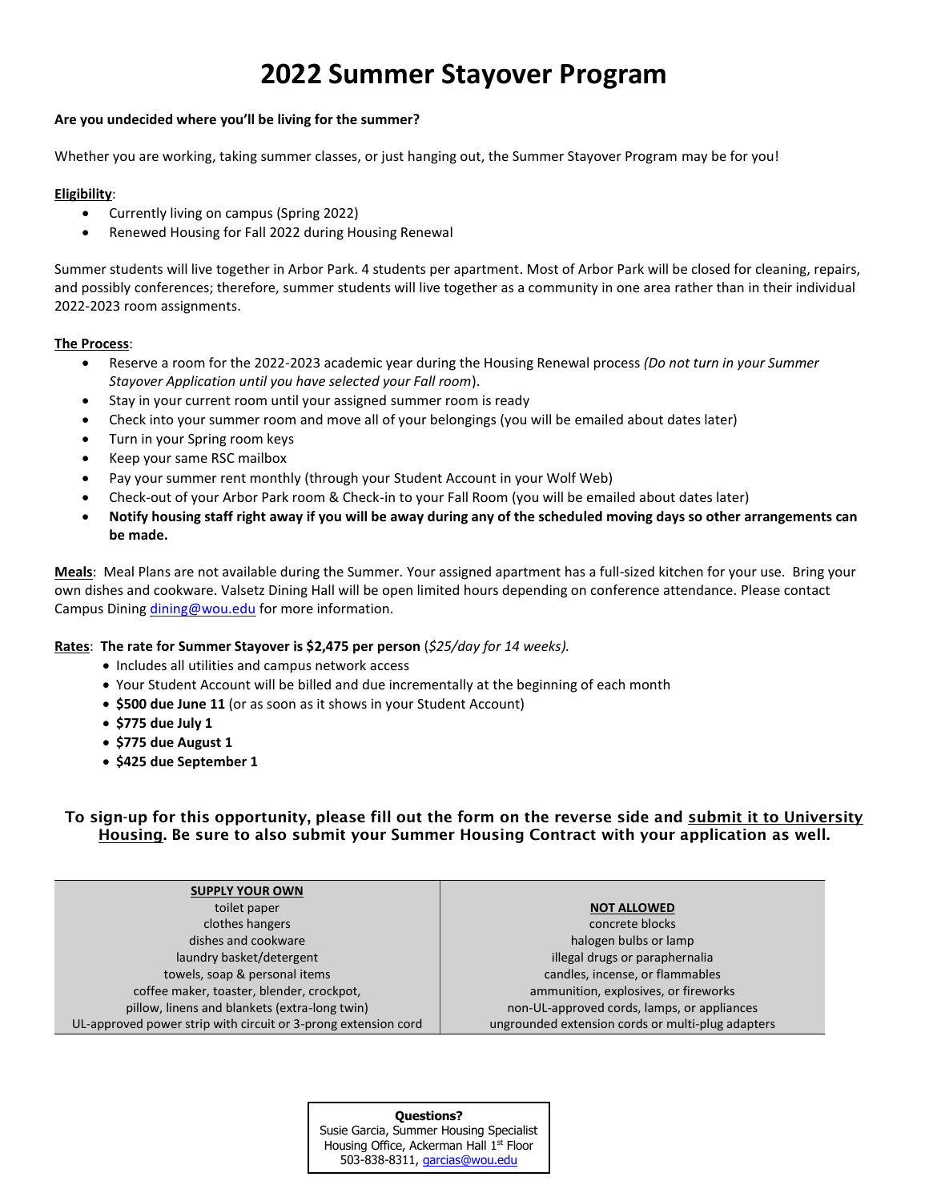# 2022 Summer Stayover Program

**Are you undecided where you'll be living for the summer?**

Whether you are working, taking summer classes, or just hanging out, the Summer Stayover Program may be for you!

**Eligibility**:

- Currently living on campus (Spring 2022)
- Renewed Housing for Fall 2022 during Housing Renewal

Summer students will live together in Arbor Park. 4 students per apartment. Most of Arbor Park will be closed for cleaning, repairs, and possibly conferences; therefore, summer students will live together as a community in one area rather than in their individual 2022-2023 room assignments.

**The Process**:

- Reserve a room for the 2022-2023 academic year during the Housing Renewal process *(Do not turn in your Summer Stayover Application until you have selected your Fall room)*.
- Stay in your current room until your assigned summer room is ready
- Check into your summer room and move all of your belongings (you will be emailed about dates later)
- Turn in your Spring room keys
- Keep your same RSC mailbox
- Pay your summer rent monthly (through your Student Account in your Wolf Web)
- Check-out of your Arbor Park room & Check-in to your Fall Room (you will be emailed about dates later)
- **Notify housing staff right away if you will be away during any of the scheduled moving days so other arrangements can be made.**

**Meals**: Meal Plans are not available during the Summer. Your assigned apartment has a full-sized kitchen for your use. Bring your own dishes and cookware. Valsetz Dining Hall will be open limited hours depending on conference attendance. Please contact Campus Dining dining@wou.edu for more information.

**Rates**: **The rate for Summer Stayover is $2,475 per person** (*$25/day for 14 weeks).*

- Includes all utilities and campus network access
- Your Student Account will be billed and due incrementally at the beginning of each month
- **$500 due June 11** (or as soon as it shows in your Student Account)
- **$775 due July 1**
- **$775 due August 1**
- **$425 due September 1**

**To sign-up for this opportunity, please fill out the form on the reverse side and submit it to University Housing. Be sure to also submit your Summer Housing Contract with your application as well.**

| SUPPLY YOUR OWN | NOT ALLOWED |
|---|---|
| toilet paper | concrete blocks |
| clothes hangers | halogen bulbs or lamp |
| dishes and cookware | illegal drugs or paraphernalia |
| laundry basket/detergent | candles, incense, or flammables |
| towels, soap & personal items | ammunition, explosives, or fireworks |
| coffee maker, toaster, blender, crockpot, | non-UL-approved cords, lamps, or appliances |
| pillow, linens and blankets (extra-long twin) | ungrounded extension cords or multi-plug adapters |
| UL-approved power strip with circuit or 3-prong extension cord | |

**Questions?**
Susie Garcia, Summer Housing Specialist
Housing Office, Ackerman Hall 1st Floor
503-838-8311, garcias@wou.edu